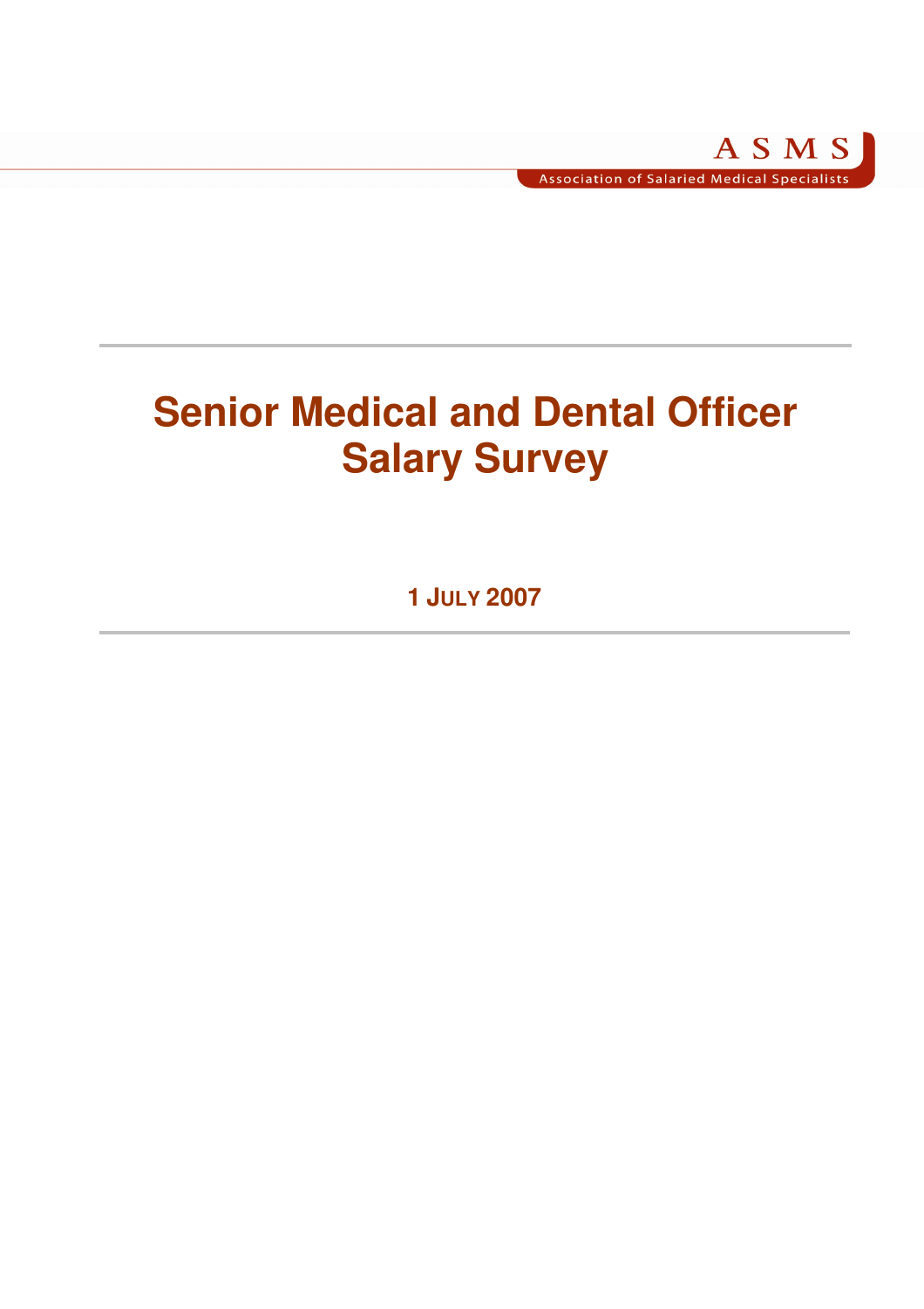ASMS

Association of Salaried Medical Specialists

# Senior Medical and Dental Officer Salary Survey

**1 JULY 2007**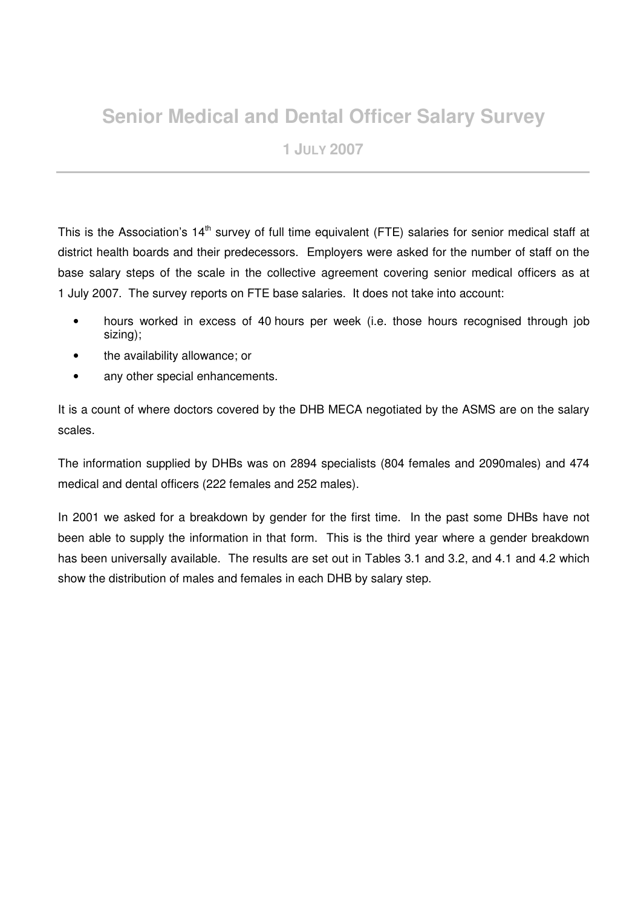# Senior Medical and Dental Officer Salary Survey

## 1 July 2007

This is the Association's 14th survey of full time equivalent (FTE) salaries for senior medical staff at district health boards and their predecessors. Employers were asked for the number of staff on the base salary steps of the scale in the collective agreement covering senior medical officers as at 1 July 2007. The survey reports on FTE base salaries. It does not take into account:

- hours worked in excess of 40 hours per week (i.e. those hours recognised through job sizing);
- the availability allowance; or
- any other special enhancements.

It is a count of where doctors covered by the DHB MECA negotiated by the ASMS are on the salary scales.

The information supplied by DHBs was on 2894 specialists (804 females and 2090males) and 474 medical and dental officers (222 females and 252 males).

In 2001 we asked for a breakdown by gender for the first time. In the past some DHBs have not been able to supply the information in that form. This is the third year where a gender breakdown has been universally available. The results are set out in Tables 3.1 and 3.2, and 4.1 and 4.2 which show the distribution of males and females in each DHB by salary step.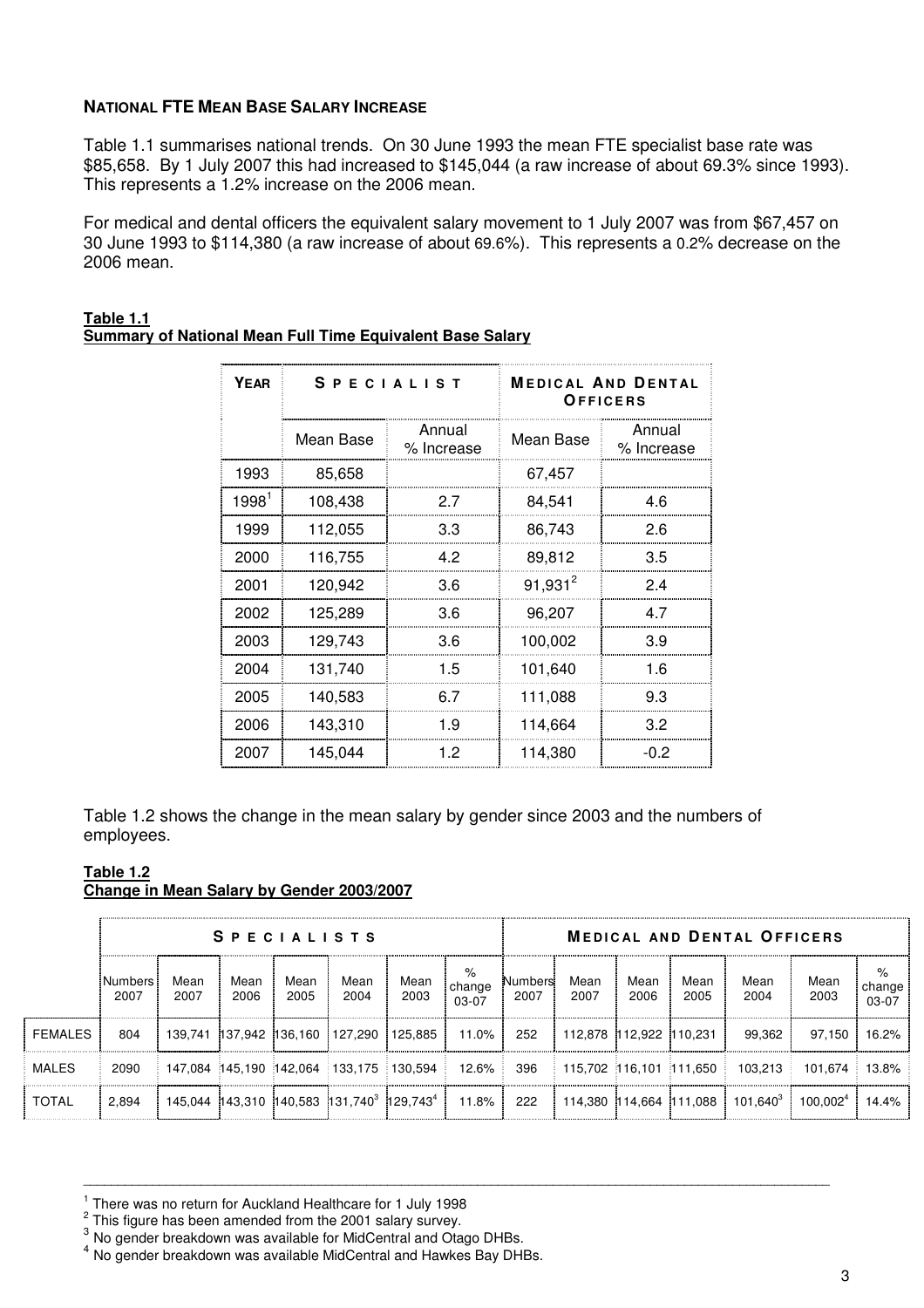**NATIONAL FTE MEAN BASE SALARY INCREASE**

Table 1.1 summarises national trends. On 30 June 1993 the mean FTE specialist base rate was $85,658. By 1 July 2007 this had increased to $145,044 (a raw increase of about 69.3% since 1993). This represents a 1.2% increase on the 2006 mean.

For medical and dental officers the equivalent salary movement to 1 July 2007 was from $67,457 on 30 June 1993 to $114,380 (a raw increase of about 69.6%). This represents a 0.2% decrease on the 2006 mean.

**Table 1.1**
**Summary of National Mean Full Time Equivalent Base Salary**

| YEAR | SPECIALIST | | MEDICAL AND DENTAL OFFICERS | |
|---|---|---|---|---|
| | Mean Base | Annual % Increase | Mean Base | Annual % Increase |
| 1993 | 85,658 | | 67,457 | |
| 1998[1] | 108,438 | 2.7 | 84,541 | 4.6 |
| 1999 | 112,055 | 3.3 | 86,743 | 2.6 |
| 2000 | 116,755 | 4.2 | 89,812 | 3.5 |
| 2001 | 120,942 | 3.6 | 91,931[2] | 2.4 |
| 2002 | 125,289 | 3.6 | 96,207 | 4.7 |
| 2003 | 129,743 | 3.6 | 100,002 | 3.9 |
| 2004 | 131,740 | 1.5 | 101,640 | 1.6 |
| 2005 | 140,583 | 6.7 | 111,088 | 9.3 |
| 2006 | 143,310 | 1.9 | 114,664 | 3.2 |
| 2007 | 145,044 | 1.2 | 114,380 | -0.2 |

Table 1.2 shows the change in the mean salary by gender since 2003 and the numbers of employees.

**Table 1.2**
**Change in Mean Salary by Gender 2003/2007**

| | SPECIALISTS | | | | | | | MEDICAL AND DENTAL OFFICERS | | | | | | |
|---|---|---|---|---|---|---|---|---|---|---|---|---|---|---|
| | Numbers 2007 | Mean 2007 | Mean 2006 | Mean 2005 | Mean 2004 | Mean 2003 | % change 03-07 | Numbers 2007 | Mean 2007 | Mean 2006 | Mean 2005 | Mean 2004 | Mean 2003 | % change 03-07 |
| FEMALES | 804 | 139,741 | 137,942 | 136,160 | 127,290 | 125,885 | 11.0% | 252 | 112,878 | 112,922 | 110,231 | 99,362 | 97,150 | 16.2% |
| MALES | 2090 | 147,084 | 145,190 | 142,064 | 133,175 | 130,594 | 12.6% | 396 | 115,702 | 116,101 | 111,650 | 103,213 | 101,674 | 13.8% |
| TOTAL | 2,894 | 145,044 | 143,310 | 140,583 | 131,740[3] | 129,743[4] | 11.8% | 222 | 114,380 | 114,664 | 111,088 | 101,640[3] | 100,002[4] | 14.4% |

---

[1] There was no return for Auckland Healthcare for 1 July 1998
[2] This figure has been amended from the 2001 salary survey.
[3] No gender breakdown was available for MidCentral and Otago DHBs.
[4] No gender breakdown was available MidCentral and Hawkes Bay DHBs.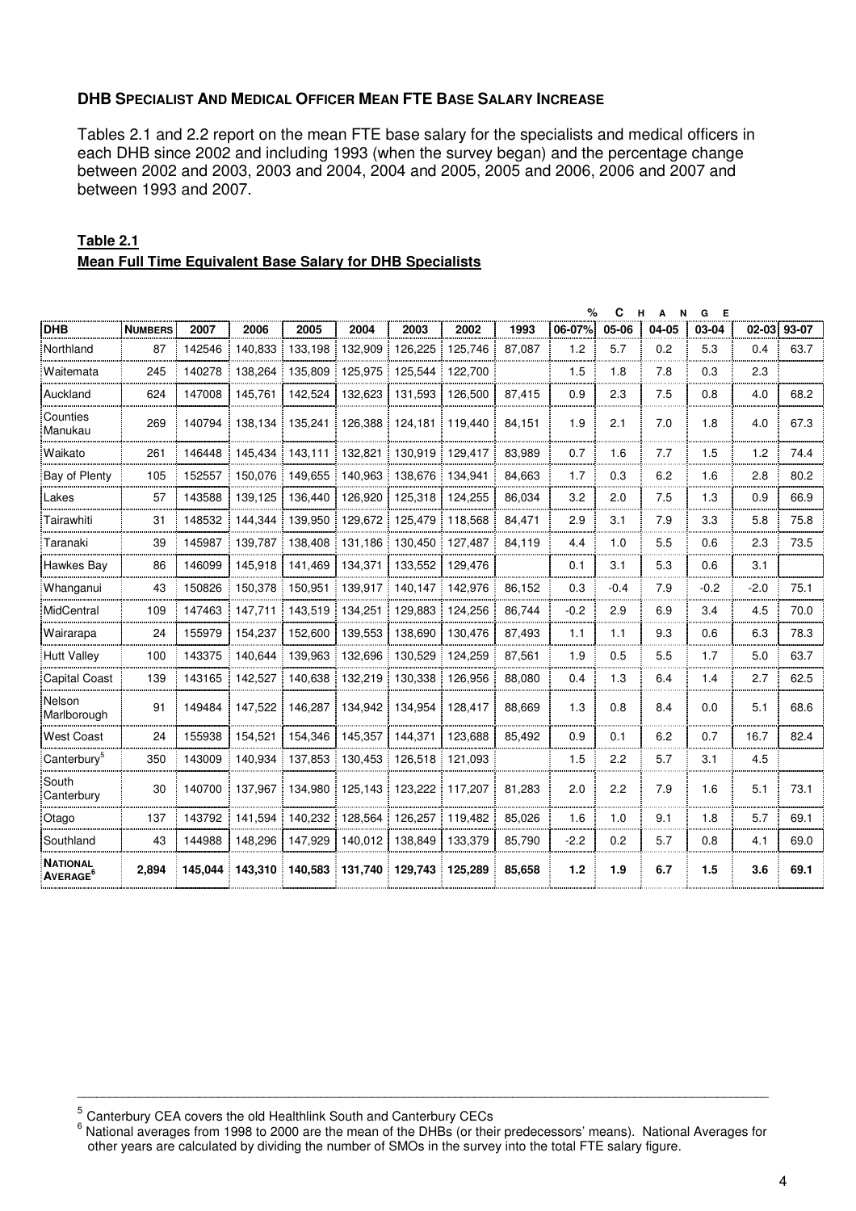### DHB Specialist and Medical Officer Mean FTE Base Salary Increase

Tables 2.1 and 2.2 report on the mean FTE base salary for the specialists and medical officers in each DHB since 2002 and including 1993 (when the survey began) and the percentage change between 2002 and 2003, 2003 and 2004, 2004 and 2005, 2005 and 2006, 2006 and 2007 and between 1993 and 2007.

**Table 2.1**

**Mean Full Time Equivalent Base Salary for DHB Specialists**

| | | | | | | | | | % Change | | | | | |
|---|---|---|---|---|---|---|---|---|---|---|---|---|---|---|
| **DHB** | **Numbers** | **2007** | **2006** | **2005** | **2004** | **2003** | **2002** | **1993** | **06-07%** | **05-06** | **04-05** | **03-04** | **02-03** | **93-07** |
| Northland | 87 | 142546 | 140,833 | 133,198 | 132,909 | 126,225 | 125,746 | 87,087 | 1.2 | 5.7 | 0.2 | 5.3 | 0.4 | 63.7 |
| Waitemata | 245 | 140278 | 138,264 | 135,809 | 125,975 | 125,544 | 122,700 | | 1.5 | 1.8 | 7.8 | 0.3 | 2.3 | |
| Auckland | 624 | 147008 | 145,761 | 142,524 | 132,623 | 131,593 | 126,500 | 87,415 | 0.9 | 2.3 | 7.5 | 0.8 | 4.0 | 68.2 |
| Counties Manukau | 269 | 140794 | 138,134 | 135,241 | 126,388 | 124,181 | 119,440 | 84,151 | 1.9 | 2.1 | 7.0 | 1.8 | 4.0 | 67.3 |
| Waikato | 261 | 146448 | 145,434 | 143,111 | 132,821 | 130,919 | 129,417 | 83,989 | 0.7 | 1.6 | 7.7 | 1.5 | 1.2 | 74.4 |
| Bay of Plenty | 105 | 152557 | 150,076 | 149,655 | 140,963 | 138,676 | 134,941 | 84,663 | 1.7 | 0.3 | 6.2 | 1.6 | 2.8 | 80.2 |
| Lakes | 57 | 143588 | 139,125 | 136,440 | 126,920 | 125,318 | 124,255 | 86,034 | 3.2 | 2.0 | 7.5 | 1.3 | 0.9 | 66.9 |
| Tairawhiti | 31 | 148532 | 144,344 | 139,950 | 129,672 | 125,479 | 118,568 | 84,471 | 2.9 | 3.1 | 7.9 | 3.3 | 5.8 | 75.8 |
| Taranaki | 39 | 145987 | 139,787 | 138,408 | 131,186 | 130,450 | 127,487 | 84,119 | 4.4 | 1.0 | 5.5 | 0.6 | 2.3 | 73.5 |
| Hawkes Bay | 86 | 146099 | 145,918 | 141,469 | 134,371 | 133,552 | 129,476 | | 0.1 | 3.1 | 5.3 | 0.6 | 3.1 | |
| Whanganui | 43 | 150826 | 150,378 | 150,951 | 139,917 | 140,147 | 142,976 | 86,152 | 0.3 | -0.4 | 7.9 | -0.2 | -2.0 | 75.1 |
| MidCentral | 109 | 147463 | 147,711 | 143,519 | 134,251 | 129,883 | 124,256 | 86,744 | -0.2 | 2.9 | 6.9 | 3.4 | 4.5 | 70.0 |
| Wairarapa | 24 | 155979 | 154,237 | 152,600 | 139,553 | 138,690 | 130,476 | 87,493 | 1.1 | 1.1 | 9.3 | 0.6 | 6.3 | 78.3 |
| Hutt Valley | 100 | 143375 | 140,644 | 139,963 | 132,696 | 130,529 | 124,259 | 87,561 | 1.9 | 0.5 | 5.5 | 1.7 | 5.0 | 63.7 |
| Capital Coast | 139 | 143165 | 142,527 | 140,638 | 132,219 | 130,338 | 126,956 | 88,080 | 0.4 | 1.3 | 6.4 | 1.4 | 2.7 | 62.5 |
| Nelson Marlborough | 91 | 149484 | 147,522 | 146,287 | 134,942 | 134,954 | 128,417 | 88,669 | 1.3 | 0.8 | 8.4 | 0.0 | 5.1 | 68.6 |
| West Coast | 24 | 155938 | 154,521 | 154,346 | 145,357 | 144,371 | 123,688 | 85,492 | 0.9 | 0.1 | 6.2 | 0.7 | 16.7 | 82.4 |
| Canterbury[5] | 350 | 143009 | 140,934 | 137,853 | 130,453 | 126,518 | 121,093 | | 1.5 | 2.2 | 5.7 | 3.1 | 4.5 | |
| South Canterbury | 30 | 140700 | 137,967 | 134,980 | 125,143 | 123,222 | 117,207 | 81,283 | 2.0 | 2.2 | 7.9 | 1.6 | 5.1 | 73.1 |
| Otago | 137 | 143792 | 141,594 | 140,232 | 128,564 | 126,257 | 119,482 | 85,026 | 1.6 | 1.0 | 9.1 | 1.8 | 5.7 | 69.1 |
| Southland | 43 | 144988 | 148,296 | 147,929 | 140,012 | 138,849 | 133,379 | 85,790 | -2.2 | 0.2 | 5.7 | 0.8 | 4.1 | 69.0 |
| **National Average[6]** | **2,894** | **145,044** | **143,310** | **140,583** | **131,740** | **129,743** | **125,289** | **85,658** | **1.2** | **1.9** | **6.7** | **1.5** | **3.6** | **69.1** |

---

[5] Canterbury CEA covers the old Healthlink South and Canterbury CECs

[6] National averages from 1998 to 2000 are the mean of the DHBs (or their predecessors' means). National Averages for other years are calculated by dividing the number of SMOs in the survey into the total FTE salary figure.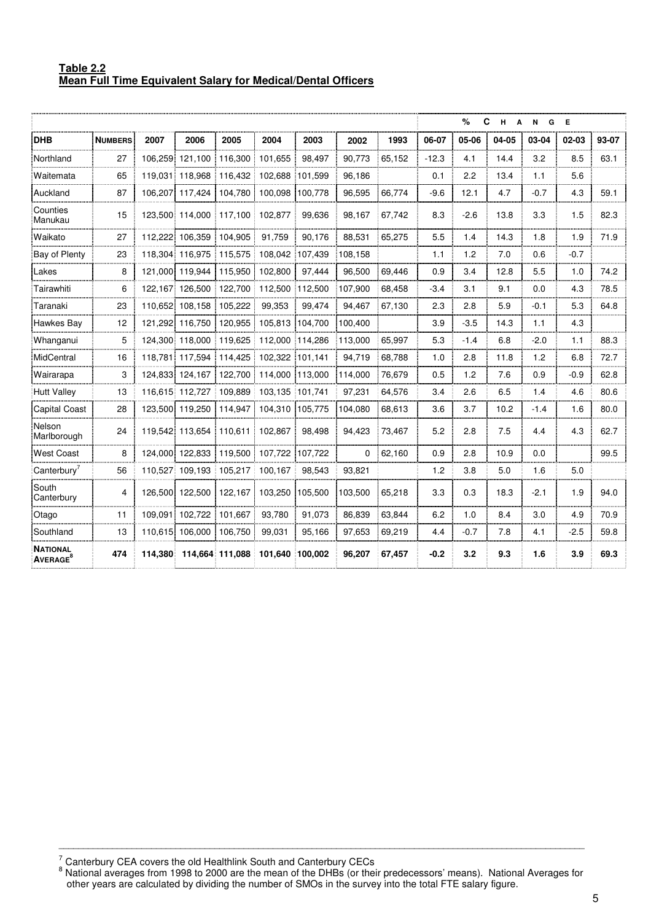**Table 2.2**
**Mean Full Time Equivalent Salary for Medical/Dental Officers**

| | | | | | | | | | % CHANGE | | | | | |
|---|---|---|---|---|---|---|---|---|---|---|---|---|---|---|
| **DHB** | **NUMBERS** | **2007** | **2006** | **2005** | **2004** | **2003** | **2002** | **1993** | **06-07** | **05-06** | **04-05** | **03-04** | **02-03** | **93-07** |
| Northland | 27 | 106,259 | 121,100 | 116,300 | 101,655 | 98,497 | 90,773 | 65,152 | -12.3 | 4.1 | 14.4 | 3.2 | 8.5 | 63.1 |
| Waitemata | 65 | 119,031 | 118,968 | 116,432 | 102,688 | 101,599 | 96,186 | | 0.1 | 2.2 | 13.4 | 1.1 | 5.6 | |
| Auckland | 87 | 106,207 | 117,424 | 104,780 | 100,098 | 100,778 | 96,595 | 66,774 | -9.6 | 12.1 | 4.7 | -0.7 | 4.3 | 59.1 |
| Counties Manukau | 15 | 123,500 | 114,000 | 117,100 | 102,877 | 99,636 | 98,167 | 67,742 | 8.3 | -2.6 | 13.8 | 3.3 | 1.5 | 82.3 |
| Waikato | 27 | 112,222 | 106,359 | 104,905 | 91,759 | 90,176 | 88,531 | 65,275 | 5.5 | 1.4 | 14.3 | 1.8 | 1.9 | 71.9 |
| Bay of Plenty | 23 | 118,304 | 116,975 | 115,575 | 108,042 | 107,439 | 108,158 | | 1.1 | 1.2 | 7.0 | 0.6 | -0.7 | |
| Lakes | 8 | 121,000 | 119,944 | 115,950 | 102,800 | 97,444 | 96,500 | 69,446 | 0.9 | 3.4 | 12.8 | 5.5 | 1.0 | 74.2 |
| Tairawhiti | 6 | 122,167 | 126,500 | 122,700 | 112,500 | 112,500 | 107,900 | 68,458 | -3.4 | 3.1 | 9.1 | 0.0 | 4.3 | 78.5 |
| Taranaki | 23 | 110,652 | 108,158 | 105,222 | 99,353 | 99,474 | 94,467 | 67,130 | 2.3 | 2.8 | 5.9 | -0.1 | 5.3 | 64.8 |
| Hawkes Bay | 12 | 121,292 | 116,750 | 120,955 | 105,813 | 104,700 | 100,400 | | 3.9 | -3.5 | 14.3 | 1.1 | 4.3 | |
| Whanganui | 5 | 124,300 | 118,000 | 119,625 | 112,000 | 114,286 | 113,000 | 65,997 | 5.3 | -1.4 | 6.8 | -2.0 | 1.1 | 88.3 |
| MidCentral | 16 | 118,781 | 117,594 | 114,425 | 102,322 | 101,141 | 94,719 | 68,788 | 1.0 | 2.8 | 11.8 | 1.2 | 6.8 | 72.7 |
| Wairarapa | 3 | 124,833 | 124,167 | 122,700 | 114,000 | 113,000 | 114,000 | 76,679 | 0.5 | 1.2 | 7.6 | 0.9 | -0.9 | 62.8 |
| Hutt Valley | 13 | 116,615 | 112,727 | 109,889 | 103,135 | 101,741 | 97,231 | 64,576 | 3.4 | 2.6 | 6.5 | 1.4 | 4.6 | 80.6 |
| Capital Coast | 28 | 123,500 | 119,250 | 114,947 | 104,310 | 105,775 | 104,080 | 68,613 | 3.6 | 3.7 | 10.2 | -1.4 | 1.6 | 80.0 |
| Nelson Marlborough | 24 | 119,542 | 113,654 | 110,611 | 102,867 | 98,498 | 94,423 | 73,467 | 5.2 | 2.8 | 7.5 | 4.4 | 4.3 | 62.7 |
| West Coast | 8 | 124,000 | 122,833 | 119,500 | 107,722 | 107,722 | 0 | 62,160 | 0.9 | 2.8 | 10.9 | 0.0 | | 99.5 |
| Canterbury[7] | 56 | 110,527 | 109,193 | 105,217 | 100,167 | 98,543 | 93,821 | | 1.2 | 3.8 | 5.0 | 1.6 | 5.0 | |
| South Canterbury | 4 | 126,500 | 122,500 | 122,167 | 103,250 | 105,500 | 103,500 | 65,218 | 3.3 | 0.3 | 18.3 | -2.1 | 1.9 | 94.0 |
| Otago | 11 | 109,091 | 102,722 | 101,667 | 93,780 | 91,073 | 86,839 | 63,844 | 6.2 | 1.0 | 8.4 | 3.0 | 4.9 | 70.9 |
| Southland | 13 | 110,615 | 106,000 | 106,750 | 99,031 | 95,166 | 97,653 | 69,219 | 4.4 | -0.7 | 7.8 | 4.1 | -2.5 | 59.8 |
| **NATIONAL AVERAGE[8]** | **474** | **114,380** | **114,664** | **111,088** | **101,640** | **100,002** | **96,207** | **67,457** | **-0.2** | **3.2** | **9.3** | **1.6** | **3.9** | **69.3** |

---

[7] Canterbury CEA covers the old Healthlink South and Canterbury CECs

[8] National averages from 1998 to 2000 are the mean of the DHBs (or their predecessors' means). National Averages for other years are calculated by dividing the number of SMOs in the survey into the total FTE salary figure.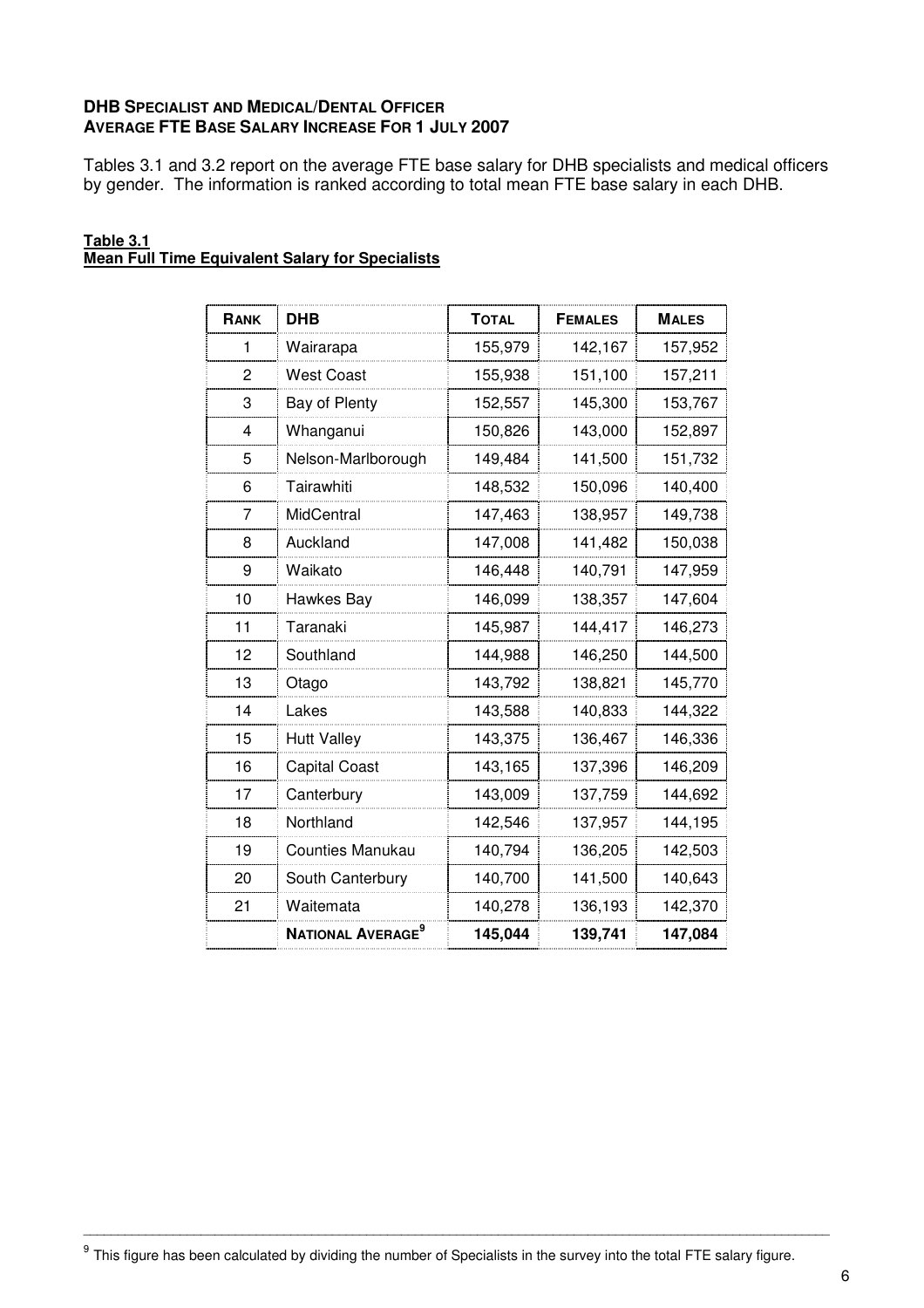**DHB SPECIALIST AND MEDICAL/DENTAL OFFICER**
**AVERAGE FTE BASE SALARY INCREASE FOR 1 JULY 2007**

Tables 3.1 and 3.2 report on the average FTE base salary for DHB specialists and medical officers by gender. The information is ranked according to total mean FTE base salary in each DHB.

**Table 3.1**
**Mean Full Time Equivalent Salary for Specialists**

| RANK | DHB | TOTAL | FEMALES | MALES |
|---|---|---|---|---|
| 1 | Wairarapa | 155,979 | 142,167 | 157,952 |
| 2 | West Coast | 155,938 | 151,100 | 157,211 |
| 3 | Bay of Plenty | 152,557 | 145,300 | 153,767 |
| 4 | Whanganui | 150,826 | 143,000 | 152,897 |
| 5 | Nelson-Marlborough | 149,484 | 141,500 | 151,732 |
| 6 | Tairawhiti | 148,532 | 150,096 | 140,400 |
| 7 | MidCentral | 147,463 | 138,957 | 149,738 |
| 8 | Auckland | 147,008 | 141,482 | 150,038 |
| 9 | Waikato | 146,448 | 140,791 | 147,959 |
| 10 | Hawkes Bay | 146,099 | 138,357 | 147,604 |
| 11 | Taranaki | 145,987 | 144,417 | 146,273 |
| 12 | Southland | 144,988 | 146,250 | 144,500 |
| 13 | Otago | 143,792 | 138,821 | 145,770 |
| 14 | Lakes | 143,588 | 140,833 | 144,322 |
| 15 | Hutt Valley | 143,375 | 136,467 | 146,336 |
| 16 | Capital Coast | 143,165 | 137,396 | 146,209 |
| 17 | Canterbury | 143,009 | 137,759 | 144,692 |
| 18 | Northland | 142,546 | 137,957 | 144,195 |
| 19 | Counties Manukau | 140,794 | 136,205 | 142,503 |
| 20 | South Canterbury | 140,700 | 141,500 | 140,643 |
| 21 | Waitemata | 140,278 | 136,193 | 142,370 |
| | **NATIONAL AVERAGE**[9] | **145,044** | **139,741** | **147,084** |

[9] This figure has been calculated by dividing the number of Specialists in the survey into the total FTE salary figure.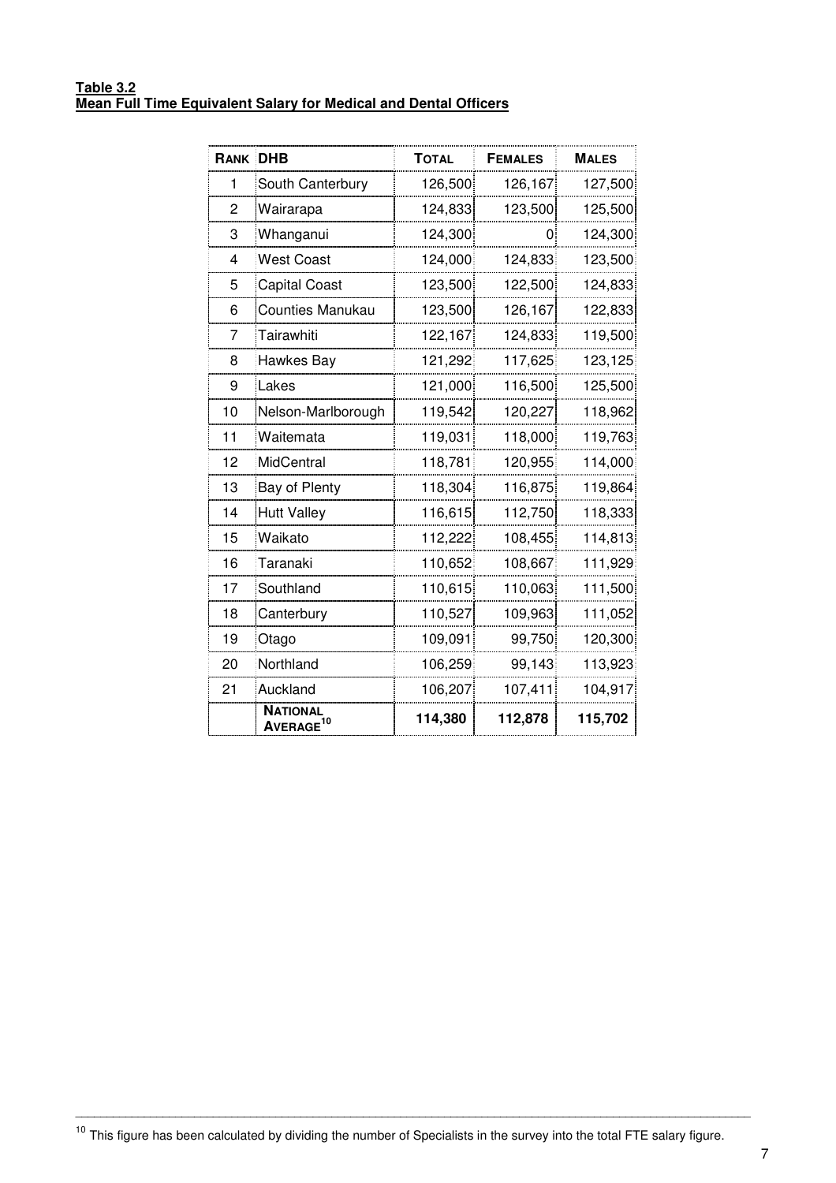**Table 3.2**
**Mean Full Time Equivalent Salary for Medical and Dental Officers**

| RANK | DHB | TOTAL | FEMALES | MALES |
|---|---|---|---|---|
| 1 | South Canterbury | 126,500 | 126,167 | 127,500 |
| 2 | Wairarapa | 124,833 | 123,500 | 125,500 |
| 3 | Whanganui | 124,300 | 0 | 124,300 |
| 4 | West Coast | 124,000 | 124,833 | 123,500 |
| 5 | Capital Coast | 123,500 | 122,500 | 124,833 |
| 6 | Counties Manukau | 123,500 | 126,167 | 122,833 |
| 7 | Tairawhiti | 122,167 | 124,833 | 119,500 |
| 8 | Hawkes Bay | 121,292 | 117,625 | 123,125 |
| 9 | Lakes | 121,000 | 116,500 | 125,500 |
| 10 | Nelson-Marlborough | 119,542 | 120,227 | 118,962 |
| 11 | Waitemata | 119,031 | 118,000 | 119,763 |
| 12 | MidCentral | 118,781 | 120,955 | 114,000 |
| 13 | Bay of Plenty | 118,304 | 116,875 | 119,864 |
| 14 | Hutt Valley | 116,615 | 112,750 | 118,333 |
| 15 | Waikato | 112,222 | 108,455 | 114,813 |
| 16 | Taranaki | 110,652 | 108,667 | 111,929 |
| 17 | Southland | 110,615 | 110,063 | 111,500 |
| 18 | Canterbury | 110,527 | 109,963 | 111,052 |
| 19 | Otago | 109,091 | 99,750 | 120,300 |
| 20 | Northland | 106,259 | 99,143 | 113,923 |
| 21 | Auckland | 106,207 | 107,411 | 104,917 |
| | **NATIONAL AVERAGE**[10] | **114,380** | **112,878** | **115,702** |

[10] This figure has been calculated by dividing the number of Specialists in the survey into the total FTE salary figure.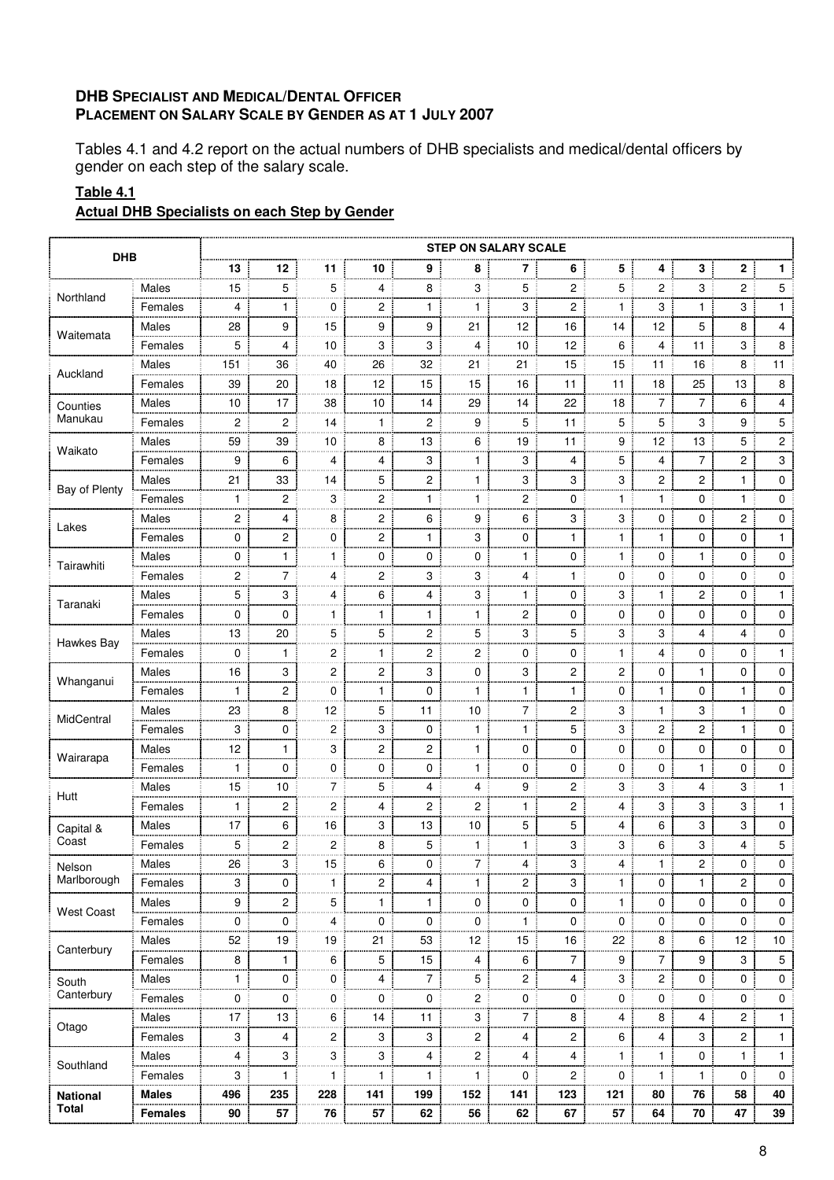**DHB SPECIALIST AND MEDICAL/DENTAL OFFICER**
**PLACEMENT ON SALARY SCALE BY GENDER AS AT 1 JULY 2007**

Tables 4.1 and 4.2 report on the actual numbers of DHB specialists and medical/dental officers by gender on each step of the salary scale.

**Table 4.1**

**Actual DHB Specialists on each Step by Gender**

| DHB | | STEP ON SALARY SCALE | | | | | | | | | | | | |
|---|---|---|---|---|---|---|---|---|---|---|---|---|---|---|
| | | 13 | 12 | 11 | 10 | 9 | 8 | 7 | 6 | 5 | 4 | 3 | 2 | 1 |
| Northland | Males | 15 | 5 | 5 | 4 | 8 | 3 | 5 | 2 | 5 | 2 | 3 | 2 | 5 |
| | Females | 4 | 1 | 0 | 2 | 1 | 1 | 3 | 2 | 1 | 3 | 1 | 3 | 1 |
| Waitemata | Males | 28 | 9 | 15 | 9 | 9 | 21 | 12 | 16 | 14 | 12 | 5 | 8 | 4 |
| | Females | 5 | 4 | 10 | 3 | 3 | 4 | 10 | 12 | 6 | 4 | 11 | 3 | 8 |
| Auckland | Males | 151 | 36 | 40 | 26 | 32 | 21 | 21 | 15 | 15 | 11 | 16 | 8 | 11 |
| | Females | 39 | 20 | 18 | 12 | 15 | 15 | 16 | 11 | 11 | 18 | 25 | 13 | 8 |
| Counties Manukau | Males | 10 | 17 | 38 | 10 | 14 | 29 | 14 | 22 | 18 | 7 | 7 | 6 | 4 |
| | Females | 2 | 2 | 14 | 1 | 2 | 9 | 5 | 11 | 5 | 5 | 3 | 9 | 5 |
| Waikato | Males | 59 | 39 | 10 | 8 | 13 | 6 | 19 | 11 | 9 | 12 | 13 | 5 | 2 |
| | Females | 9 | 6 | 4 | 4 | 3 | 1 | 3 | 4 | 5 | 4 | 7 | 2 | 3 |
| Bay of Plenty | Males | 21 | 33 | 14 | 5 | 2 | 1 | 3 | 3 | 3 | 2 | 2 | 1 | 0 |
| | Females | 1 | 2 | 3 | 2 | 1 | 1 | 2 | 0 | 1 | 1 | 0 | 1 | 0 |
| Lakes | Males | 2 | 4 | 8 | 2 | 6 | 9 | 6 | 3 | 3 | 0 | 0 | 2 | 0 |
| | Females | 0 | 2 | 0 | 2 | 1 | 3 | 0 | 1 | 1 | 1 | 0 | 0 | 1 |
| Tairawhiti | Males | 0 | 1 | 1 | 0 | 0 | 0 | 1 | 0 | 1 | 0 | 1 | 0 | 0 |
| | Females | 2 | 7 | 4 | 2 | 3 | 3 | 4 | 1 | 0 | 0 | 0 | 0 | 0 |
| Taranaki | Males | 5 | 3 | 4 | 6 | 4 | 3 | 1 | 0 | 3 | 1 | 2 | 0 | 1 |
| | Females | 0 | 0 | 1 | 1 | 1 | 1 | 2 | 0 | 0 | 0 | 0 | 0 | 0 |
| Hawkes Bay | Males | 13 | 20 | 5 | 5 | 2 | 5 | 3 | 5 | 3 | 3 | 4 | 4 | 0 |
| | Females | 0 | 1 | 2 | 1 | 2 | 2 | 0 | 0 | 1 | 4 | 0 | 0 | 1 |
| Whanganui | Males | 16 | 3 | 2 | 2 | 3 | 0 | 3 | 2 | 2 | 0 | 1 | 0 | 0 |
| | Females | 1 | 2 | 0 | 1 | 0 | 1 | 1 | 1 | 0 | 1 | 0 | 1 | 0 |
| MidCentral | Males | 23 | 8 | 12 | 5 | 11 | 10 | 7 | 2 | 3 | 1 | 3 | 1 | 0 |
| | Females | 3 | 0 | 2 | 3 | 0 | 1 | 1 | 5 | 3 | 2 | 2 | 1 | 0 |
| Wairarapa | Males | 12 | 1 | 3 | 2 | 2 | 1 | 0 | 0 | 0 | 0 | 0 | 0 | 0 |
| | Females | 1 | 0 | 0 | 0 | 0 | 1 | 0 | 0 | 0 | 0 | 1 | 0 | 0 |
| Hutt | Males | 15 | 10 | 7 | 5 | 4 | 4 | 9 | 2 | 3 | 3 | 4 | 3 | 1 |
| | Females | 1 | 2 | 2 | 4 | 2 | 2 | 1 | 2 | 4 | 3 | 3 | 3 | 1 |
| Capital & Coast | Males | 17 | 6 | 16 | 3 | 13 | 10 | 5 | 5 | 4 | 6 | 3 | 3 | 0 |
| | Females | 5 | 2 | 2 | 8 | 5 | 1 | 1 | 3 | 3 | 6 | 3 | 4 | 5 |
| Nelson Marlborough | Males | 26 | 3 | 15 | 6 | 0 | 7 | 4 | 3 | 4 | 1 | 2 | 0 | 0 |
| | Females | 3 | 0 | 1 | 2 | 4 | 1 | 2 | 3 | 1 | 0 | 1 | 2 | 0 |
| West Coast | Males | 9 | 2 | 5 | 1 | 1 | 0 | 0 | 0 | 1 | 0 | 0 | 0 | 0 |
| | Females | 0 | 0 | 4 | 0 | 0 | 0 | 1 | 0 | 0 | 0 | 0 | 0 | 0 |
| Canterbury | Males | 52 | 19 | 19 | 21 | 53 | 12 | 15 | 16 | 22 | 8 | 6 | 12 | 10 |
| | Females | 8 | 1 | 6 | 5 | 15 | 4 | 6 | 7 | 9 | 7 | 9 | 3 | 5 |
| South Canterbury | Males | 1 | 0 | 0 | 4 | 7 | 5 | 2 | 4 | 3 | 2 | 0 | 0 | 0 |
| | Females | 0 | 0 | 0 | 0 | 0 | 2 | 0 | 0 | 0 | 0 | 0 | 0 | 0 |
| Otago | Males | 17 | 13 | 6 | 14 | 11 | 3 | 7 | 8 | 4 | 8 | 4 | 2 | 1 |
| | Females | 3 | 4 | 2 | 3 | 3 | 2 | 4 | 2 | 6 | 4 | 3 | 2 | 1 |
| Southland | Males | 4 | 3 | 3 | 3 | 4 | 2 | 4 | 4 | 1 | 1 | 0 | 1 | 1 |
| | Females | 3 | 1 | 1 | 1 | 1 | 1 | 0 | 2 | 0 | 1 | 1 | 0 | 0 |
| **National Total** | **Males** | **496** | **235** | **228** | **141** | **199** | **152** | **141** | **123** | **121** | **80** | **76** | **58** | **40** |
| | **Females** | **90** | **57** | **76** | **57** | **62** | **56** | **62** | **67** | **57** | **64** | **70** | **47** | **39** |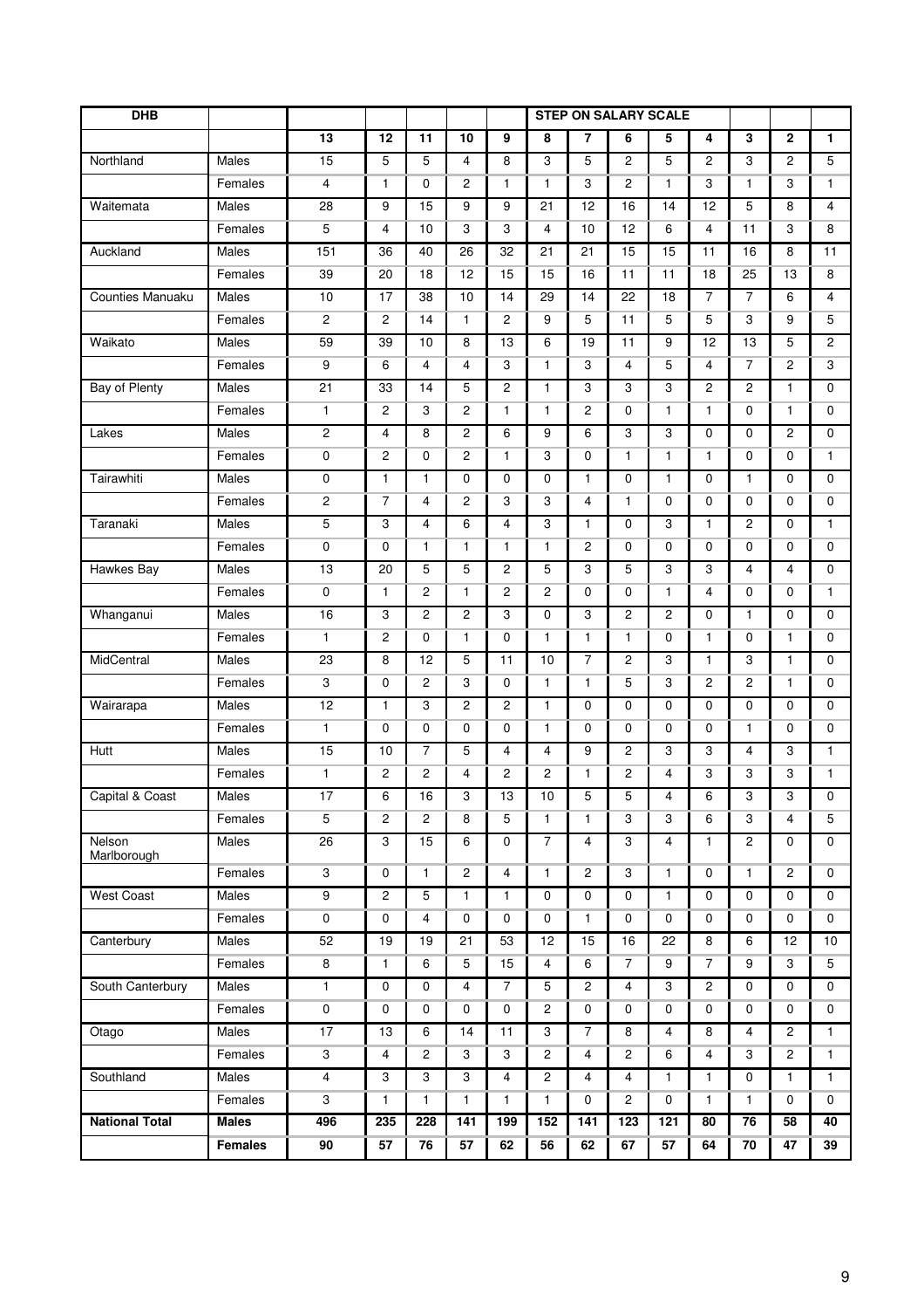| DHB | | | | | | | STEP ON SALARY SCALE | | | | | | | |
|---|---|---|---|---|---|---|---|---|---|---|---|---|---|---|
| | | 13 | 12 | 11 | 10 | 9 | 8 | 7 | 6 | 5 | 4 | 3 | 2 | 1 |
| Northland | Males | 15 | 5 | 5 | 4 | 8 | 3 | 5 | 2 | 5 | 2 | 3 | 2 | 5 |
| | Females | 4 | 1 | 0 | 2 | 1 | 1 | 3 | 2 | 1 | 3 | 1 | 3 | 1 |
| Waitemata | Males | 28 | 9 | 15 | 9 | 9 | 21 | 12 | 16 | 14 | 12 | 5 | 8 | 4 |
| | Females | 5 | 4 | 10 | 3 | 3 | 4 | 10 | 12 | 6 | 4 | 11 | 3 | 8 |
| Auckland | Males | 151 | 36 | 40 | 26 | 32 | 21 | 21 | 15 | 15 | 11 | 16 | 8 | 11 |
| | Females | 39 | 20 | 18 | 12 | 15 | 15 | 16 | 11 | 11 | 18 | 25 | 13 | 8 |
| Counties Manuaku | Males | 10 | 17 | 38 | 10 | 14 | 29 | 14 | 22 | 18 | 7 | 7 | 6 | 4 |
| | Females | 2 | 2 | 14 | 1 | 2 | 9 | 5 | 11 | 5 | 5 | 3 | 9 | 5 |
| Waikato | Males | 59 | 39 | 10 | 8 | 13 | 6 | 19 | 11 | 9 | 12 | 13 | 5 | 2 |
| | Females | 9 | 6 | 4 | 4 | 3 | 1 | 3 | 4 | 5 | 4 | 7 | 2 | 3 |
| Bay of Plenty | Males | 21 | 33 | 14 | 5 | 2 | 1 | 3 | 3 | 3 | 2 | 2 | 1 | 0 |
| | Females | 1 | 2 | 3 | 2 | 1 | 1 | 2 | 0 | 1 | 1 | 0 | 1 | 0 |
| Lakes | Males | 2 | 4 | 8 | 2 | 6 | 9 | 6 | 3 | 3 | 0 | 0 | 2 | 0 |
| | Females | 0 | 2 | 0 | 2 | 1 | 3 | 0 | 1 | 1 | 1 | 0 | 0 | 1 |
| Tairawhiti | Males | 0 | 1 | 1 | 0 | 0 | 0 | 1 | 0 | 1 | 0 | 1 | 0 | 0 |
| | Females | 2 | 7 | 4 | 2 | 3 | 3 | 4 | 1 | 0 | 0 | 0 | 0 | 0 |
| Taranaki | Males | 5 | 3 | 4 | 6 | 4 | 3 | 1 | 0 | 3 | 1 | 2 | 0 | 1 |
| | Females | 0 | 0 | 1 | 1 | 1 | 1 | 2 | 0 | 0 | 0 | 0 | 0 | 0 |
| Hawkes Bay | Males | 13 | 20 | 5 | 5 | 2 | 5 | 3 | 5 | 3 | 3 | 4 | 4 | 0 |
| | Females | 0 | 1 | 2 | 1 | 2 | 2 | 0 | 0 | 1 | 4 | 0 | 0 | 1 |
| Whanganui | Males | 16 | 3 | 2 | 2 | 3 | 0 | 3 | 2 | 2 | 0 | 1 | 0 | 0 |
| | Females | 1 | 2 | 0 | 1 | 0 | 1 | 1 | 1 | 0 | 1 | 0 | 1 | 0 |
| MidCentral | Males | 23 | 8 | 12 | 5 | 11 | 10 | 7 | 2 | 3 | 1 | 3 | 1 | 0 |
| | Females | 3 | 0 | 2 | 3 | 0 | 1 | 1 | 5 | 3 | 2 | 2 | 1 | 0 |
| Wairarapa | Males | 12 | 1 | 3 | 2 | 2 | 1 | 0 | 0 | 0 | 0 | 0 | 0 | 0 |
| | Females | 1 | 0 | 0 | 0 | 0 | 1 | 0 | 0 | 0 | 0 | 1 | 0 | 0 |
| Hutt | Males | 15 | 10 | 7 | 5 | 4 | 4 | 9 | 2 | 3 | 3 | 4 | 3 | 1 |
| | Females | 1 | 2 | 2 | 4 | 2 | 2 | 1 | 2 | 4 | 3 | 3 | 3 | 1 |
| Capital & Coast | Males | 17 | 6 | 16 | 3 | 13 | 10 | 5 | 5 | 4 | 6 | 3 | 3 | 0 |
| | Females | 5 | 2 | 2 | 8 | 5 | 1 | 1 | 3 | 3 | 6 | 3 | 4 | 5 |
| Nelson Marlborough | Males | 26 | 3 | 15 | 6 | 0 | 7 | 4 | 3 | 4 | 1 | 2 | 0 | 0 |
| | Females | 3 | 0 | 1 | 2 | 4 | 1 | 2 | 3 | 1 | 0 | 1 | 2 | 0 |
| West Coast | Males | 9 | 2 | 5 | 1 | 1 | 0 | 0 | 0 | 1 | 0 | 0 | 0 | 0 |
| | Females | 0 | 0 | 4 | 0 | 0 | 0 | 1 | 0 | 0 | 0 | 0 | 0 | 0 |
| Canterbury | Males | 52 | 19 | 19 | 21 | 53 | 12 | 15 | 16 | 22 | 8 | 6 | 12 | 10 |
| | Females | 8 | 1 | 6 | 5 | 15 | 4 | 6 | 7 | 9 | 7 | 9 | 3 | 5 |
| South Canterbury | Males | 1 | 0 | 0 | 4 | 7 | 5 | 2 | 4 | 3 | 2 | 0 | 0 | 0 |
| | Females | 0 | 0 | 0 | 0 | 0 | 2 | 0 | 0 | 0 | 0 | 0 | 0 | 0 |
| Otago | Males | 17 | 13 | 6 | 14 | 11 | 3 | 7 | 8 | 4 | 8 | 4 | 2 | 1 |
| | Females | 3 | 4 | 2 | 3 | 3 | 2 | 4 | 2 | 6 | 4 | 3 | 2 | 1 |
| Southland | Males | 4 | 3 | 3 | 3 | 4 | 2 | 4 | 4 | 1 | 1 | 0 | 1 | 1 |
| | Females | 3 | 1 | 1 | 1 | 1 | 1 | 0 | 2 | 0 | 1 | 1 | 0 | 0 |
| **National Total** | **Males** | **496** | **235** | **228** | **141** | **199** | **152** | **141** | **123** | **121** | **80** | **76** | **58** | **40** |
| | **Females** | **90** | **57** | **76** | **57** | **62** | **56** | **62** | **67** | **57** | **64** | **70** | **47** | **39** |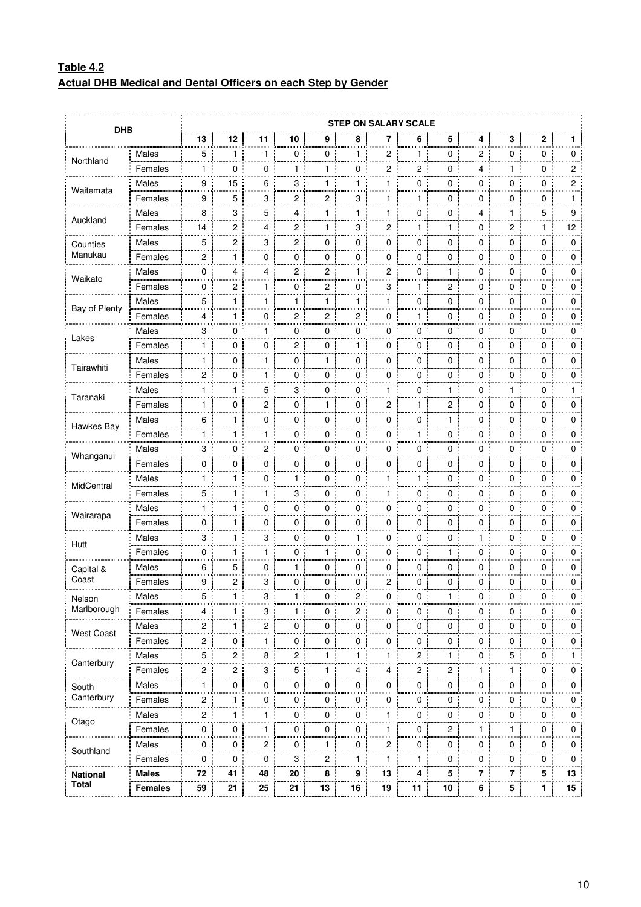**Table 4.2**
**Actual DHB Medical and Dental Officers on each Step by Gender**

| DHB | | STEP ON SALARY SCALE | | | | | | | | | | | | |
|---|---|---|---|---|---|---|---|---|---|---|---|---|---|---|
| | | 13 | 12 | 11 | 10 | 9 | 8 | 7 | 6 | 5 | 4 | 3 | 2 | 1 |
| Northland | Males | 5 | 1 | 1 | 0 | 0 | 1 | 2 | 1 | 0 | 2 | 0 | 0 | 0 |
| | Females | 1 | 0 | 0 | 1 | 1 | 0 | 2 | 2 | 0 | 4 | 1 | 0 | 2 |
| Waitemata | Males | 9 | 15 | 6 | 3 | 1 | 1 | 1 | 0 | 0 | 0 | 0 | 0 | 2 |
| | Females | 9 | 5 | 3 | 2 | 2 | 3 | 1 | 1 | 0 | 0 | 0 | 0 | 1 |
| Auckland | Males | 8 | 3 | 5 | 4 | 1 | 1 | 1 | 0 | 0 | 4 | 1 | 5 | 9 |
| | Females | 14 | 2 | 4 | 2 | 1 | 3 | 2 | 1 | 1 | 0 | 2 | 1 | 12 |
| Counties Manukau | Males | 5 | 2 | 3 | 2 | 0 | 0 | 0 | 0 | 0 | 0 | 0 | 0 | 0 |
| | Females | 2 | 1 | 0 | 0 | 0 | 0 | 0 | 0 | 0 | 0 | 0 | 0 | 0 |
| Waikato | Males | 0 | 4 | 4 | 2 | 2 | 1 | 2 | 0 | 1 | 0 | 0 | 0 | 0 |
| | Females | 0 | 2 | 1 | 0 | 2 | 0 | 3 | 1 | 2 | 0 | 0 | 0 | 0 |
| Bay of Plenty | Males | 5 | 1 | 1 | 1 | 1 | 1 | 1 | 0 | 0 | 0 | 0 | 0 | 0 |
| | Females | 4 | 1 | 0 | 2 | 2 | 2 | 0 | 1 | 0 | 0 | 0 | 0 | 0 |
| Lakes | Males | 3 | 0 | 1 | 0 | 0 | 0 | 0 | 0 | 0 | 0 | 0 | 0 | 0 |
| | Females | 1 | 0 | 0 | 2 | 0 | 1 | 0 | 0 | 0 | 0 | 0 | 0 | 0 |
| Tairawhiti | Males | 1 | 0 | 1 | 0 | 1 | 0 | 0 | 0 | 0 | 0 | 0 | 0 | 0 |
| | Females | 2 | 0 | 1 | 0 | 0 | 0 | 0 | 0 | 0 | 0 | 0 | 0 | 0 |
| Taranaki | Males | 1 | 1 | 5 | 3 | 0 | 0 | 1 | 0 | 1 | 0 | 1 | 0 | 1 |
| | Females | 1 | 0 | 2 | 0 | 1 | 0 | 2 | 1 | 2 | 0 | 0 | 0 | 0 |
| Hawkes Bay | Males | 6 | 1 | 0 | 0 | 0 | 0 | 0 | 0 | 1 | 0 | 0 | 0 | 0 |
| | Females | 1 | 1 | 1 | 0 | 0 | 0 | 0 | 1 | 0 | 0 | 0 | 0 | 0 |
| Whanganui | Males | 3 | 0 | 2 | 0 | 0 | 0 | 0 | 0 | 0 | 0 | 0 | 0 | 0 |
| | Females | 0 | 0 | 0 | 0 | 0 | 0 | 0 | 0 | 0 | 0 | 0 | 0 | 0 |
| MidCentral | Males | 1 | 1 | 0 | 1 | 0 | 0 | 1 | 1 | 0 | 0 | 0 | 0 | 0 |
| | Females | 5 | 1 | 1 | 3 | 0 | 0 | 1 | 0 | 0 | 0 | 0 | 0 | 0 |
| Wairarapa | Males | 1 | 1 | 0 | 0 | 0 | 0 | 0 | 0 | 0 | 0 | 0 | 0 | 0 |
| | Females | 0 | 1 | 0 | 0 | 0 | 0 | 0 | 0 | 0 | 0 | 0 | 0 | 0 |
| Hutt | Males | 3 | 1 | 3 | 0 | 0 | 1 | 0 | 0 | 0 | 1 | 0 | 0 | 0 |
| | Females | 0 | 1 | 1 | 0 | 1 | 0 | 0 | 0 | 1 | 0 | 0 | 0 | 0 |
| Capital & Coast | Males | 6 | 5 | 0 | 1 | 0 | 0 | 0 | 0 | 0 | 0 | 0 | 0 | 0 |
| | Females | 9 | 2 | 3 | 0 | 0 | 0 | 2 | 0 | 0 | 0 | 0 | 0 | 0 |
| Nelson Marlborough | Males | 5 | 1 | 3 | 1 | 0 | 2 | 0 | 0 | 1 | 0 | 0 | 0 | 0 |
| | Females | 4 | 1 | 3 | 1 | 0 | 2 | 0 | 0 | 0 | 0 | 0 | 0 | 0 |
| West Coast | Males | 2 | 1 | 2 | 0 | 0 | 0 | 0 | 0 | 0 | 0 | 0 | 0 | 0 |
| | Females | 2 | 0 | 1 | 0 | 0 | 0 | 0 | 0 | 0 | 0 | 0 | 0 | 0 |
| Canterbury | Males | 5 | 2 | 8 | 2 | 1 | 1 | 1 | 2 | 1 | 0 | 5 | 0 | 1 |
| | Females | 2 | 2 | 3 | 5 | 1 | 4 | 4 | 2 | 2 | 1 | 1 | 0 | 0 |
| South Canterbury | Males | 1 | 0 | 0 | 0 | 0 | 0 | 0 | 0 | 0 | 0 | 0 | 0 | 0 |
| | Females | 2 | 1 | 0 | 0 | 0 | 0 | 0 | 0 | 0 | 0 | 0 | 0 | 0 |
| Otago | Males | 2 | 1 | 1 | 0 | 0 | 0 | 1 | 0 | 0 | 0 | 0 | 0 | 0 |
| | Females | 0 | 0 | 1 | 0 | 0 | 0 | 1 | 0 | 2 | 1 | 1 | 0 | 0 |
| Southland | Males | 0 | 0 | 2 | 0 | 1 | 0 | 2 | 0 | 0 | 0 | 0 | 0 | 0 |
| | Females | 0 | 0 | 0 | 3 | 2 | 1 | 1 | 1 | 0 | 0 | 0 | 0 | 0 |
| **National Total** | **Males** | **72** | **41** | **48** | **20** | **8** | **9** | **13** | **4** | **5** | **7** | **7** | **5** | **13** |
| | **Females** | **59** | **21** | **25** | **21** | **13** | **16** | **19** | **11** | **10** | **6** | **5** | **1** | **15** |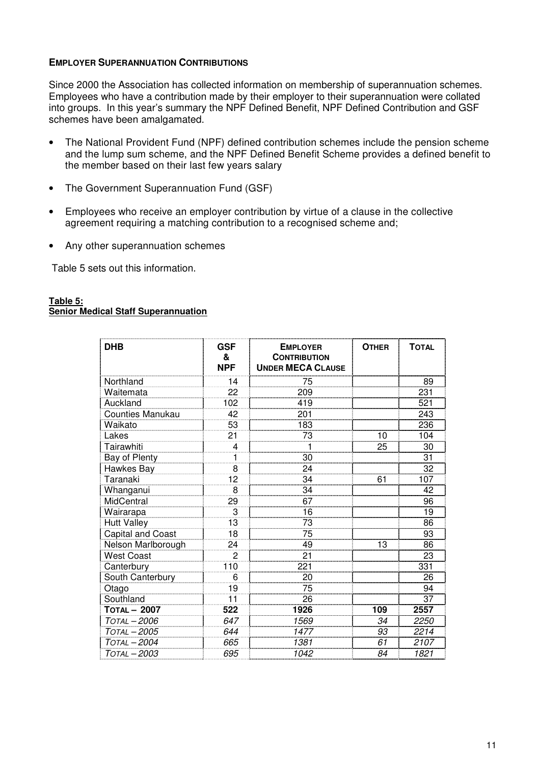**EMPLOYER SUPERANNUATION CONTRIBUTIONS**

Since 2000 the Association has collected information on membership of superannuation schemes. Employees who have a contribution made by their employer to their superannuation were collated into groups. In this year's summary the NPF Defined Benefit, NPF Defined Contribution and GSF schemes have been amalgamated.

- The National Provident Fund (NPF) defined contribution schemes include the pension scheme and the lump sum scheme, and the NPF Defined Benefit Scheme provides a defined benefit to the member based on their last few years salary
- The Government Superannuation Fund (GSF)
- Employees who receive an employer contribution by virtue of a clause in the collective agreement requiring a matching contribution to a recognised scheme and;
- Any other superannuation schemes

Table 5 sets out this information.

**Table 5:**
**Senior Medical Staff Superannuation**

| DHB | GSF & NPF | EMPLOYER CONTRIBUTION UNDER MECA CLAUSE | OTHER | TOTAL |
|---|---|---|---|---|
| Northland | 14 | 75 | | 89 |
| Waitemata | 22 | 209 | | 231 |
| Auckland | 102 | 419 | | 521 |
| Counties Manukau | 42 | 201 | | 243 |
| Waikato | 53 | 183 | | 236 |
| Lakes | 21 | 73 | 10 | 104 |
| Tairawhiti | 4 | 1 | 25 | 30 |
| Bay of Plenty | 1 | 30 | | 31 |
| Hawkes Bay | 8 | 24 | | 32 |
| Taranaki | 12 | 34 | 61 | 107 |
| Whanganui | 8 | 34 | | 42 |
| MidCentral | 29 | 67 | | 96 |
| Wairarapa | 3 | 16 | | 19 |
| Hutt Valley | 13 | 73 | | 86 |
| Capital and Coast | 18 | 75 | | 93 |
| Nelson Marlborough | 24 | 49 | 13 | 86 |
| West Coast | 2 | 21 | | 23 |
| Canterbury | 110 | 221 | | 331 |
| South Canterbury | 6 | 20 | | 26 |
| Otago | 19 | 75 | | 94 |
| Southland | 11 | 26 | | 37 |
| **TOTAL – 2007** | **522** | **1926** | **109** | **2557** |
| *TOTAL – 2006* | *647* | *1569* | *34* | *2250* |
| *TOTAL – 2005* | *644* | *1477* | *93* | *2214* |
| *TOTAL – 2004* | *665* | *1381* | *61* | *2107* |
| *TOTAL – 2003* | *695* | *1042* | *84* | *1821* |